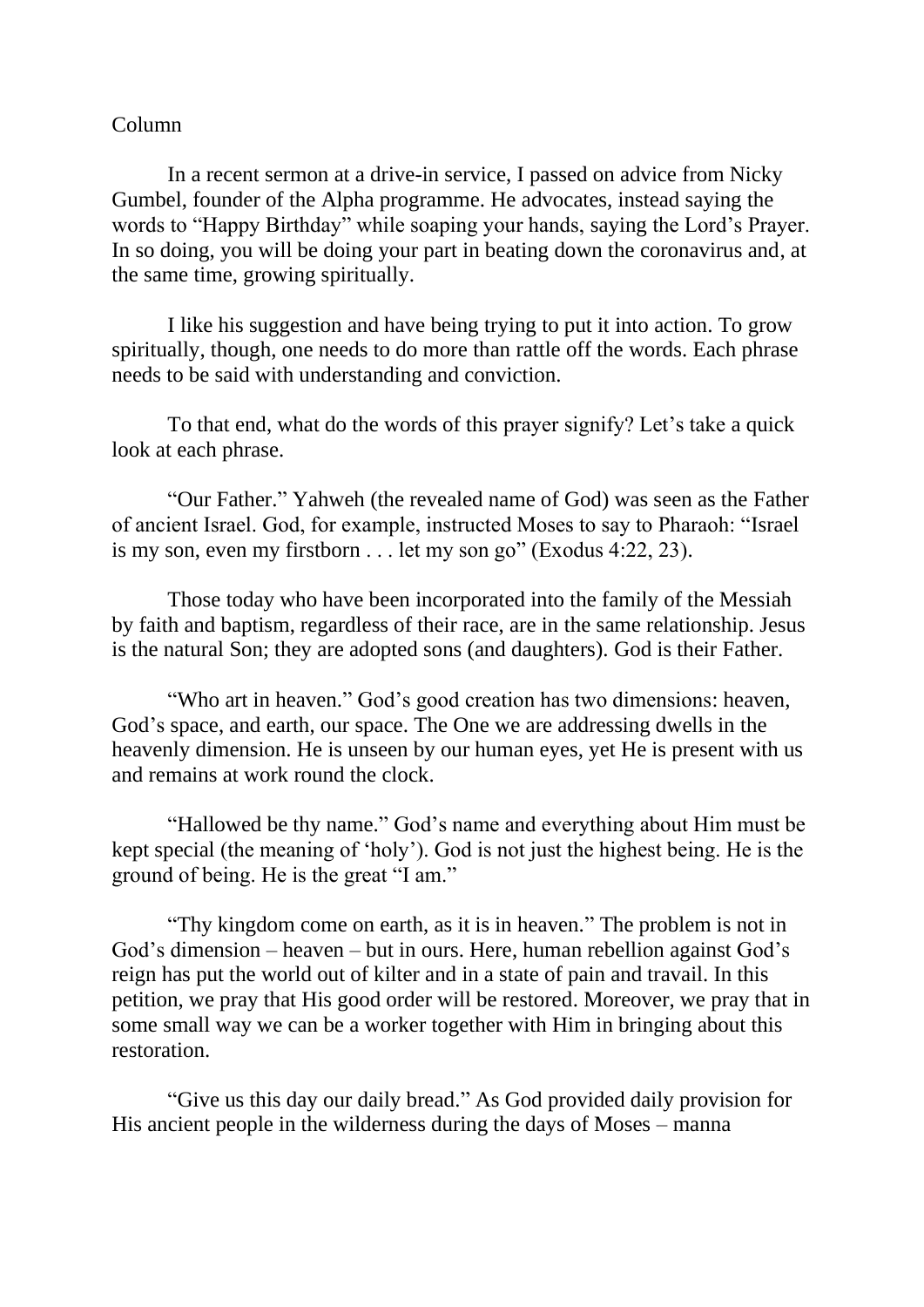Column

In a recent sermon at a drive-in service, I passed on advice from Nicky Gumbel, founder of the Alpha programme. He advocates, instead saying the words to "Happy Birthday" while soaping your hands, saying the Lord's Prayer. In so doing, you will be doing your part in beating down the coronavirus and, at the same time, growing spiritually.

I like his suggestion and have being trying to put it into action. To grow spiritually, though, one needs to do more than rattle off the words. Each phrase needs to be said with understanding and conviction.

To that end, what do the words of this prayer signify? Let's take a quick look at each phrase.

"Our Father." Yahweh (the revealed name of God) was seen as the Father of ancient Israel. God, for example, instructed Moses to say to Pharaoh: "Israel is my son, even my firstborn . . . let my son go" (Exodus 4:22, 23).

Those today who have been incorporated into the family of the Messiah by faith and baptism, regardless of their race, are in the same relationship. Jesus is the natural Son; they are adopted sons (and daughters). God is their Father.

"Who art in heaven." God's good creation has two dimensions: heaven, God's space, and earth, our space. The One we are addressing dwells in the heavenly dimension. He is unseen by our human eyes, yet He is present with us and remains at work round the clock.

"Hallowed be thy name." God's name and everything about Him must be kept special (the meaning of 'holy'). God is not just the highest being. He is the ground of being. He is the great "I am."

"Thy kingdom come on earth, as it is in heaven." The problem is not in God's dimension – heaven – but in ours. Here, human rebellion against God's reign has put the world out of kilter and in a state of pain and travail. In this petition, we pray that His good order will be restored. Moreover, we pray that in some small way we can be a worker together with Him in bringing about this restoration.

"Give us this day our daily bread." As God provided daily provision for His ancient people in the wilderness during the days of Moses – manna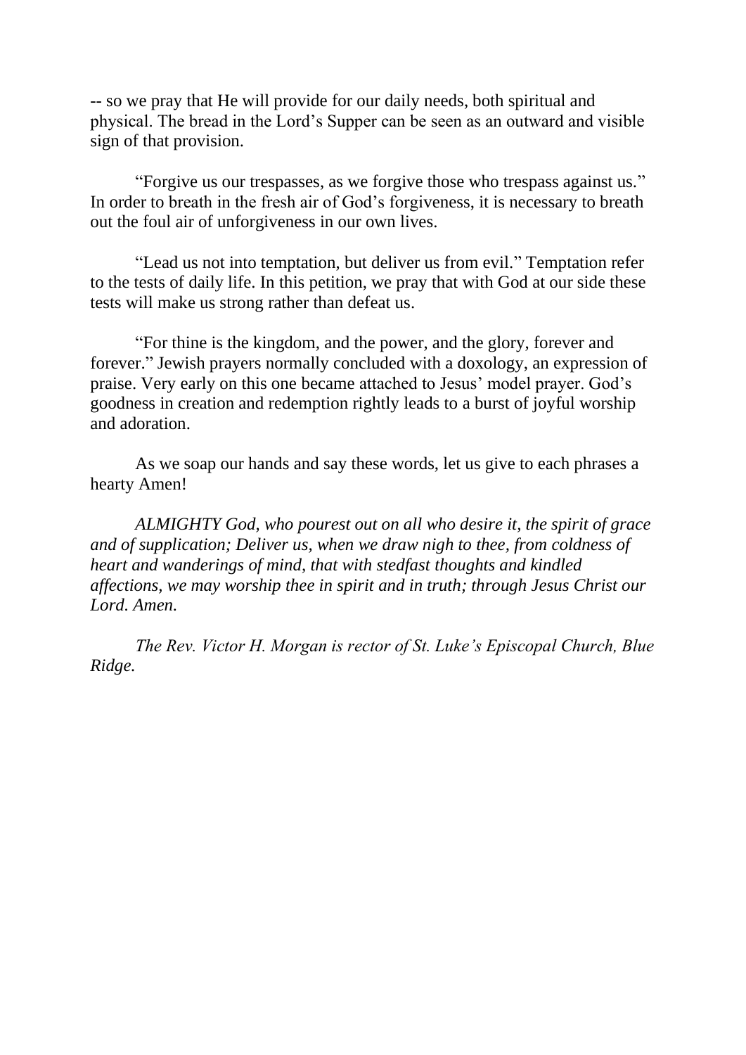-- so we pray that He will provide for our daily needs, both spiritual and physical. The bread in the Lord's Supper can be seen as an outward and visible sign of that provision.

"Forgive us our trespasses, as we forgive those who trespass against us." In order to breath in the fresh air of God's forgiveness, it is necessary to breath out the foul air of unforgiveness in our own lives.

"Lead us not into temptation, but deliver us from evil." Temptation refer to the tests of daily life. In this petition, we pray that with God at our side these tests will make us strong rather than defeat us.

"For thine is the kingdom, and the power, and the glory, forever and forever." Jewish prayers normally concluded with a doxology, an expression of praise. Very early on this one became attached to Jesus' model prayer. God's goodness in creation and redemption rightly leads to a burst of joyful worship and adoration.

As we soap our hands and say these words, let us give to each phrases a hearty Amen!

*ALMIGHTY God, who pourest out on all who desire it, the spirit of grace and of supplication; Deliver us, when we draw nigh to thee, from coldness of heart and wanderings of mind, that with stedfast thoughts and kindled affections, we may worship thee in spirit and in truth; through Jesus Christ our Lord. Amen.*

*The Rev. Victor H. Morgan is rector of St. Luke's Episcopal Church, Blue Ridge.*